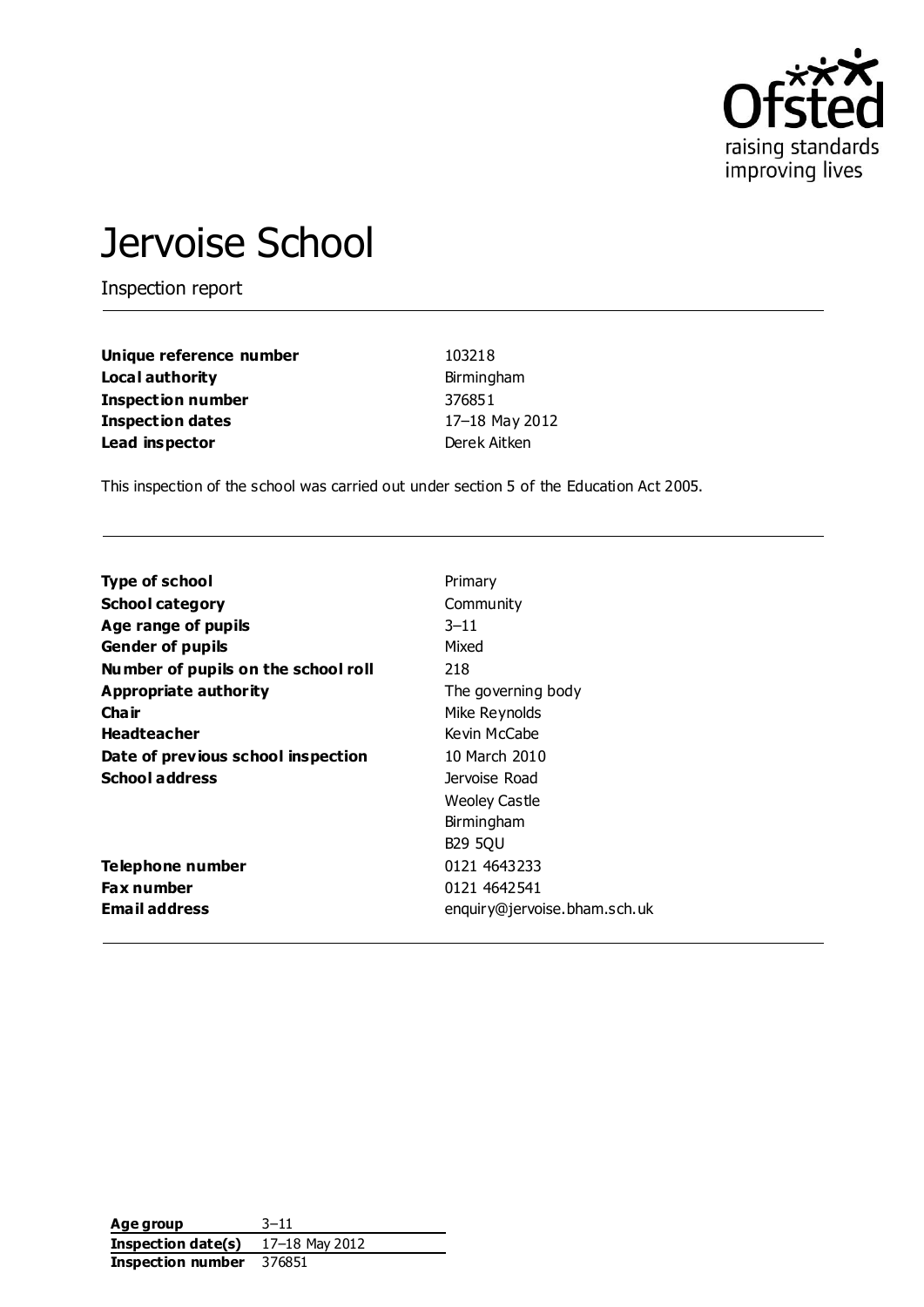Ofsted
raising standards
improving lives

# Jervoise School

Inspection report

| | |
|---|---|
| **Unique reference number** | 103218 |
| **Local authority** | Birmingham |
| **Inspection number** | 376851 |
| **Inspection dates** | 17–18 May 2012 |
| **Lead inspector** | Derek Aitken |

This inspection of the school was carried out under section 5 of the Education Act 2005.

| | |
|---|---|
| **Type of school** | Primary |
| **School category** | Community |
| **Age range of pupils** | 3–11 |
| **Gender of pupils** | Mixed |
| **Number of pupils on the school roll** | 218 |
| **Appropriate authority** | The governing body |
| **Chair** | Mike Reynolds |
| **Headteacher** | Kevin McCabe |
| **Date of previous school inspection** | 10 March 2010 |
| **School address** | Jervoise Road<br>Weoley Castle<br>Birmingham<br>B29 5QU |
| **Telephone number** | 0121 4643233 |
| **Fax number** | 0121 4642541 |
| **Email address** | enquiry@jervoise.bham.sch.uk |

| | |
|---|---|
| **Age group** | 3–11 |
| **Inspection date(s)** | 17–18 May 2012 |
| **Inspection number** | 376851 |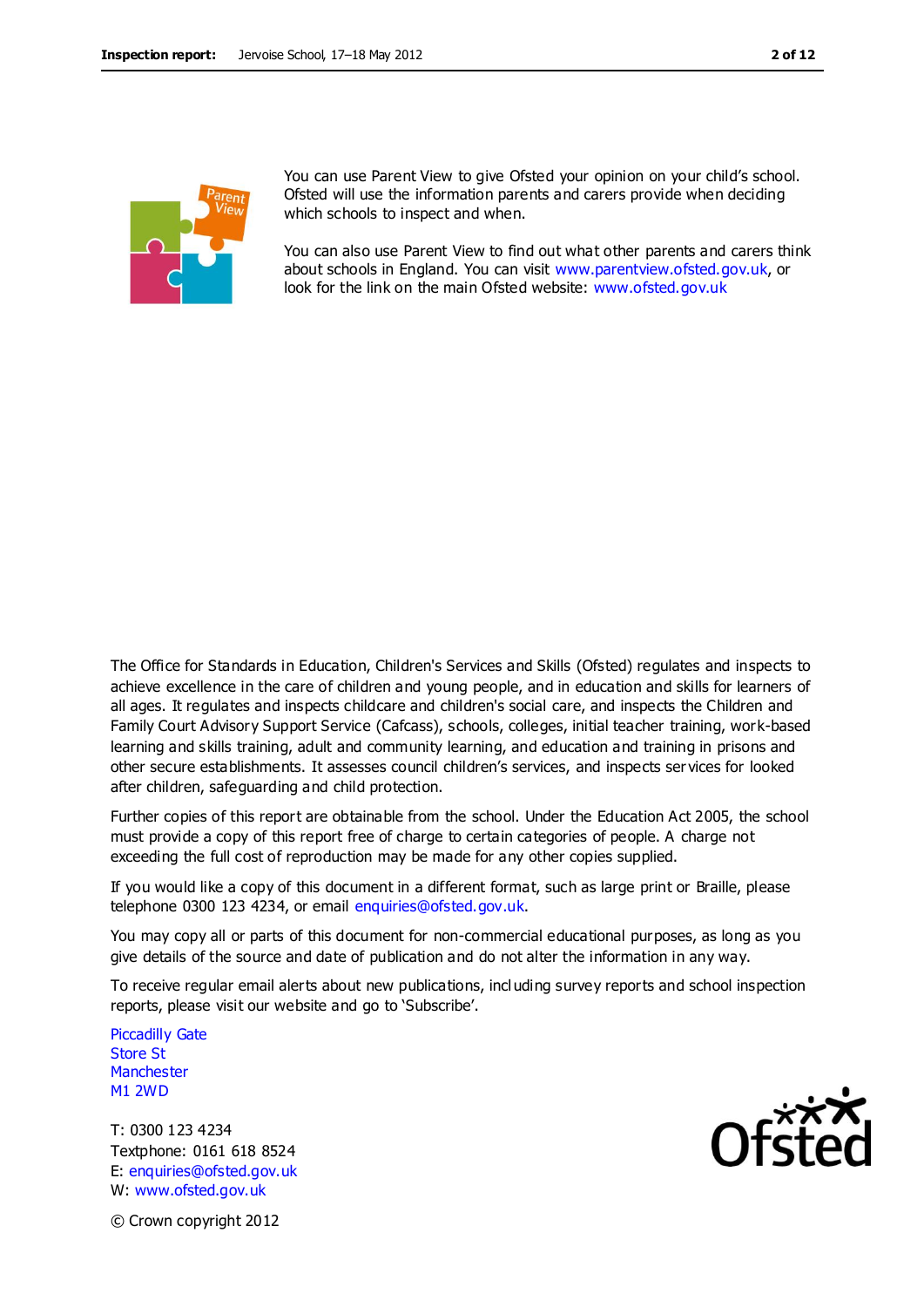You can use Parent View to give Ofsted your opinion on your child's school. Ofsted will use the information parents and carers provide when deciding which schools to inspect and when.

You can also use Parent View to find out what other parents and carers think about schools in England. You can visit www.parentview.ofsted.gov.uk, or look for the link on the main Ofsted website: www.ofsted.gov.uk

The Office for Standards in Education, Children's Services and Skills (Ofsted) regulates and inspects to achieve excellence in the care of children and young people, and in education and skills for learners of all ages. It regulates and inspects childcare and children's social care, and inspects the Children and Family Court Advisory Support Service (Cafcass), schools, colleges, initial teacher training, work-based learning and skills training, adult and community learning, and education and training in prisons and other secure establishments. It assesses council children's services, and inspects services for looked after children, safeguarding and child protection.

Further copies of this report are obtainable from the school. Under the Education Act 2005, the school must provide a copy of this report free of charge to certain categories of people. A charge not exceeding the full cost of reproduction may be made for any other copies supplied.

If you would like a copy of this document in a different format, such as large print or Braille, please telephone 0300 123 4234, or email enquiries@ofsted.gov.uk.

You may copy all or parts of this document for non-commercial educational purposes, as long as you give details of the source and date of publication and do not alter the information in any way.

To receive regular email alerts about new publications, including survey reports and school inspection reports, please visit our website and go to 'Subscribe'.

Piccadilly Gate
Store St
Manchester
M1 2WD

T: 0300 123 4234
Textphone: 0161 618 8524
E: enquiries@ofsted.gov.uk
W: www.ofsted.gov.uk

© Crown copyright 2012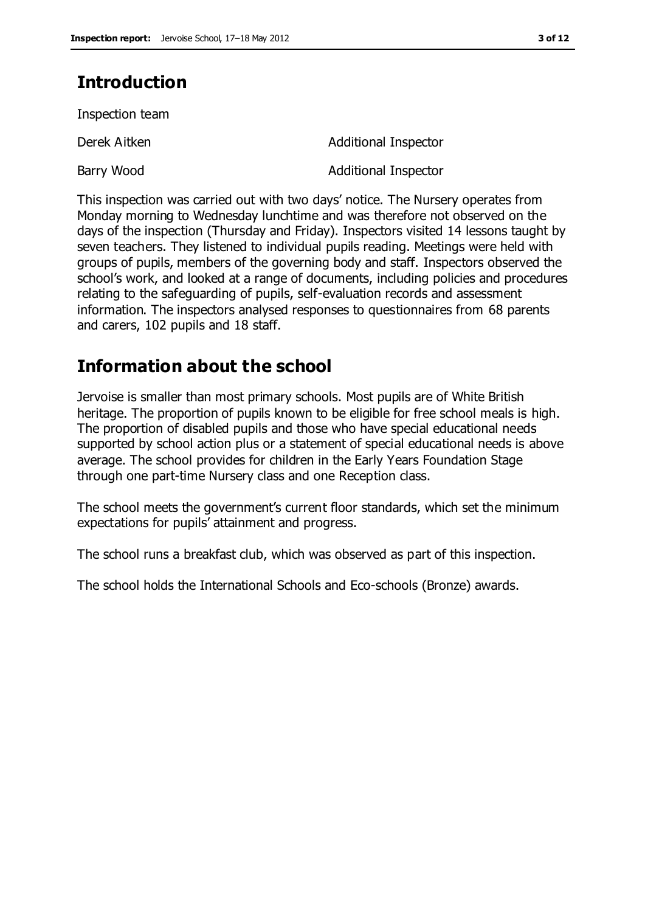## Introduction

Inspection team

| | |
|---|---|
| Derek Aitken | Additional Inspector |
| Barry Wood | Additional Inspector |

This inspection was carried out with two days' notice. The Nursery operates from Monday morning to Wednesday lunchtime and was therefore not observed on the days of the inspection (Thursday and Friday). Inspectors visited 14 lessons taught by seven teachers. They listened to individual pupils reading. Meetings were held with groups of pupils, members of the governing body and staff. Inspectors observed the school's work, and looked at a range of documents, including policies and procedures relating to the safeguarding of pupils, self-evaluation records and assessment information. The inspectors analysed responses to questionnaires from 68 parents and carers, 102 pupils and 18 staff.

## Information about the school

Jervoise is smaller than most primary schools. Most pupils are of White British heritage. The proportion of pupils known to be eligible for free school meals is high. The proportion of disabled pupils and those who have special educational needs supported by school action plus or a statement of special educational needs is above average. The school provides for children in the Early Years Foundation Stage through one part-time Nursery class and one Reception class.

The school meets the government's current floor standards, which set the minimum expectations for pupils' attainment and progress.

The school runs a breakfast club, which was observed as part of this inspection.

The school holds the International Schools and Eco-schools (Bronze) awards.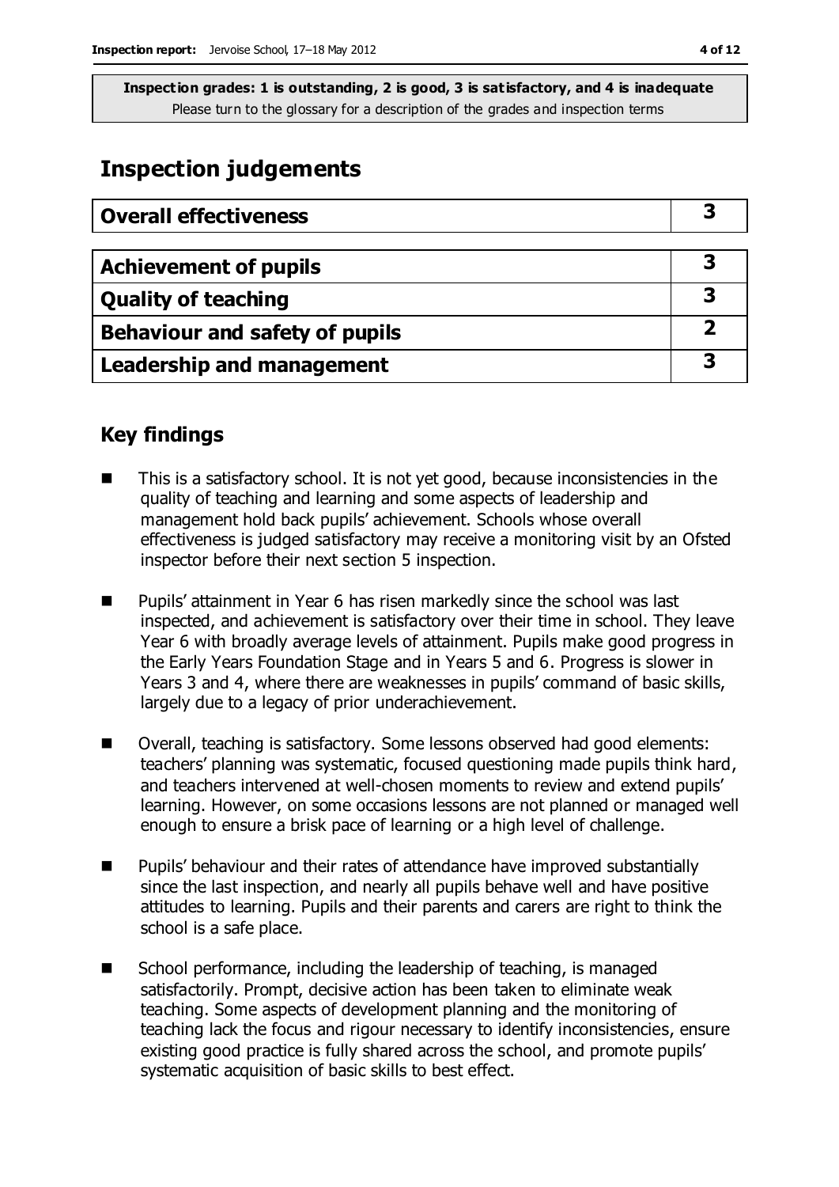**Inspection grades: 1 is outstanding, 2 is good, 3 is satisfactory, and 4 is inadequate**
Please turn to the glossary for a description of the grades and inspection terms

## Inspection judgements

| Overall effectiveness | 3 |
| --- | --- |

| Achievement of pupils | 3 |
| --- | --- |
| Quality of teaching | 3 |
| Behaviour and safety of pupils | 2 |
| Leadership and management | 3 |

### Key findings

- This is a satisfactory school. It is not yet good, because inconsistencies in the quality of teaching and learning and some aspects of leadership and management hold back pupils' achievement. Schools whose overall effectiveness is judged satisfactory may receive a monitoring visit by an Ofsted inspector before their next section 5 inspection.
- Pupils' attainment in Year 6 has risen markedly since the school was last inspected, and achievement is satisfactory over their time in school. They leave Year 6 with broadly average levels of attainment. Pupils make good progress in the Early Years Foundation Stage and in Years 5 and 6. Progress is slower in Years 3 and 4, where there are weaknesses in pupils' command of basic skills, largely due to a legacy of prior underachievement.
- Overall, teaching is satisfactory. Some lessons observed had good elements: teachers' planning was systematic, focused questioning made pupils think hard, and teachers intervened at well-chosen moments to review and extend pupils' learning. However, on some occasions lessons are not planned or managed well enough to ensure a brisk pace of learning or a high level of challenge.
- Pupils' behaviour and their rates of attendance have improved substantially since the last inspection, and nearly all pupils behave well and have positive attitudes to learning. Pupils and their parents and carers are right to think the school is a safe place.
- School performance, including the leadership of teaching, is managed satisfactorily. Prompt, decisive action has been taken to eliminate weak teaching. Some aspects of development planning and the monitoring of teaching lack the focus and rigour necessary to identify inconsistencies, ensure existing good practice is fully shared across the school, and promote pupils' systematic acquisition of basic skills to best effect.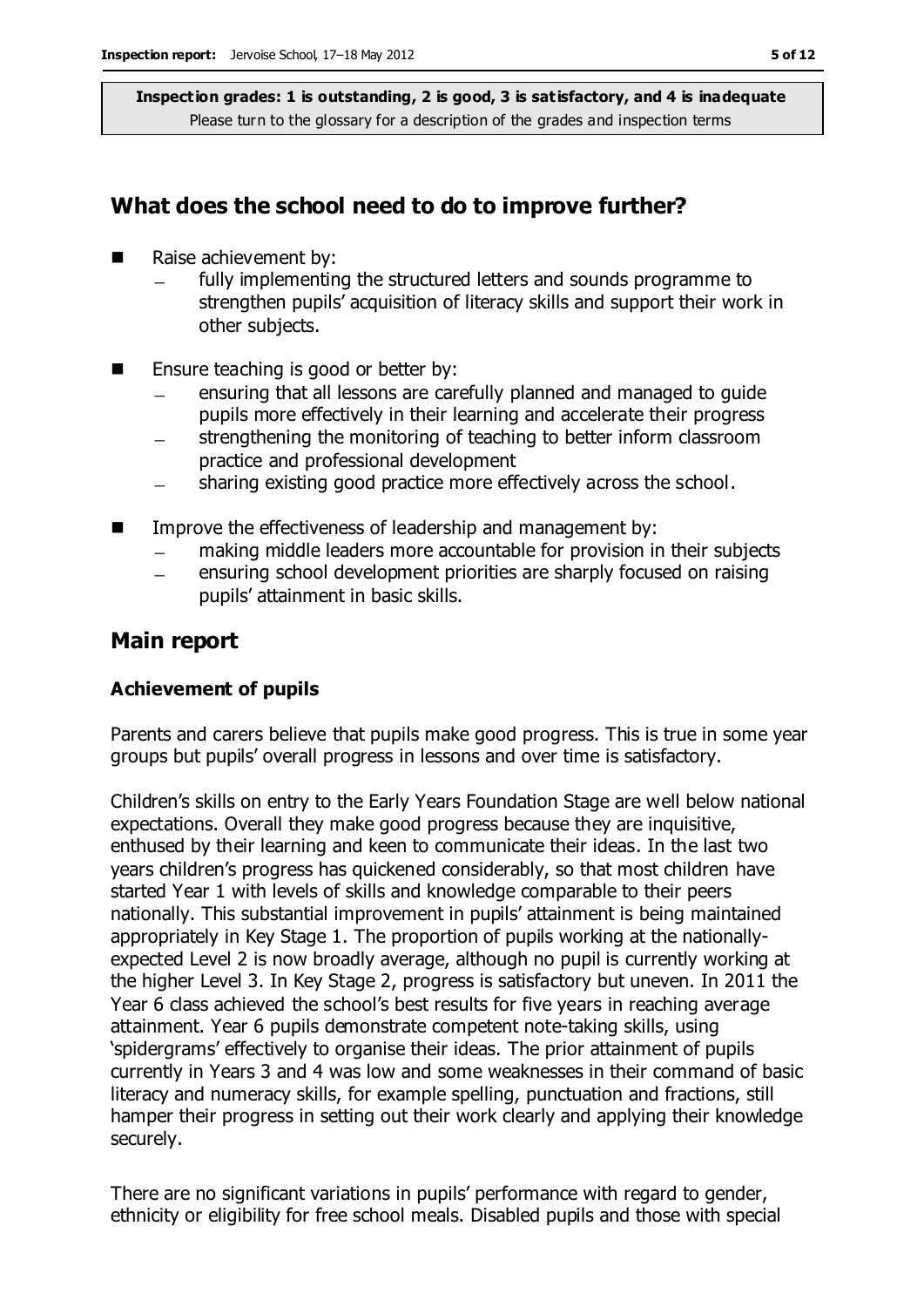**Inspection grades: 1 is outstanding, 2 is good, 3 is satisfactory, and 4 is inadequate**
Please turn to the glossary for a description of the grades and inspection terms

## What does the school need to do to improve further?

- Raise achievement by:
  - fully implementing the structured letters and sounds programme to strengthen pupils' acquisition of literacy skills and support their work in other subjects.
- Ensure teaching is good or better by:
  - ensuring that all lessons are carefully planned and managed to guide pupils more effectively in their learning and accelerate their progress
  - strengthening the monitoring of teaching to better inform classroom practice and professional development
  - sharing existing good practice more effectively across the school.
- Improve the effectiveness of leadership and management by:
  - making middle leaders more accountable for provision in their subjects
  - ensuring school development priorities are sharply focused on raising pupils' attainment in basic skills.

## Main report

### Achievement of pupils

Parents and carers believe that pupils make good progress. This is true in some year groups but pupils' overall progress in lessons and over time is satisfactory.

Children's skills on entry to the Early Years Foundation Stage are well below national expectations. Overall they make good progress because they are inquisitive, enthused by their learning and keen to communicate their ideas. In the last two years children's progress has quickened considerably, so that most children have started Year 1 with levels of skills and knowledge comparable to their peers nationally. This substantial improvement in pupils' attainment is being maintained appropriately in Key Stage 1. The proportion of pupils working at the nationally-expected Level 2 is now broadly average, although no pupil is currently working at the higher Level 3. In Key Stage 2, progress is satisfactory but uneven. In 2011 the Year 6 class achieved the school's best results for five years in reaching average attainment. Year 6 pupils demonstrate competent note-taking skills, using 'spidergrams' effectively to organise their ideas. The prior attainment of pupils currently in Years 3 and 4 was low and some weaknesses in their command of basic literacy and numeracy skills, for example spelling, punctuation and fractions, still hamper their progress in setting out their work clearly and applying their knowledge securely.

There are no significant variations in pupils' performance with regard to gender, ethnicity or eligibility for free school meals. Disabled pupils and those with special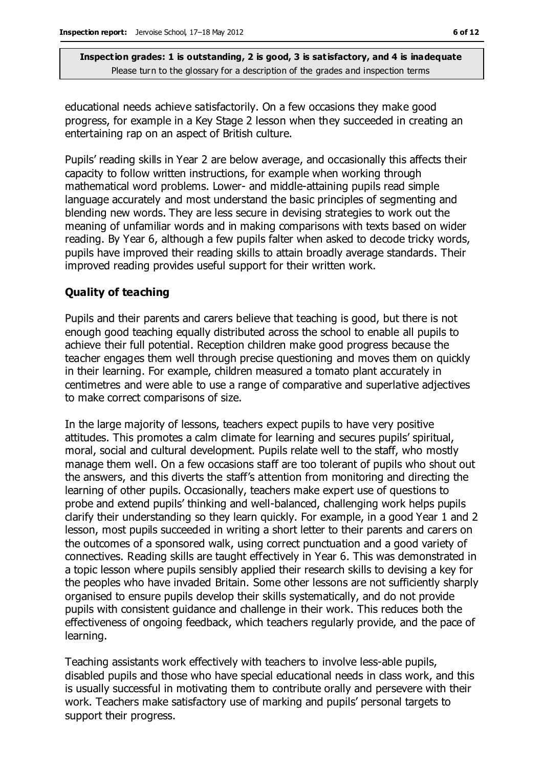educational needs achieve satisfactorily. On a few occasions they make good progress, for example in a Key Stage 2 lesson when they succeeded in creating an entertaining rap on an aspect of British culture.

Pupils' reading skills in Year 2 are below average, and occasionally this affects their capacity to follow written instructions, for example when working through mathematical word problems. Lower- and middle-attaining pupils read simple language accurately and most understand the basic principles of segmenting and blending new words. They are less secure in devising strategies to work out the meaning of unfamiliar words and in making comparisons with texts based on wider reading. By Year 6, although a few pupils falter when asked to decode tricky words, pupils have improved their reading skills to attain broadly average standards. Their improved reading provides useful support for their written work.

### Quality of teaching

Pupils and their parents and carers believe that teaching is good, but there is not enough good teaching equally distributed across the school to enable all pupils to achieve their full potential. Reception children make good progress because the teacher engages them well through precise questioning and moves them on quickly in their learning. For example, children measured a tomato plant accurately in centimetres and were able to use a range of comparative and superlative adjectives to make correct comparisons of size.

In the large majority of lessons, teachers expect pupils to have very positive attitudes. This promotes a calm climate for learning and secures pupils' spiritual, moral, social and cultural development. Pupils relate well to the staff, who mostly manage them well. On a few occasions staff are too tolerant of pupils who shout out the answers, and this diverts the staff's attention from monitoring and directing the learning of other pupils. Occasionally, teachers make expert use of questions to probe and extend pupils' thinking and well-balanced, challenging work helps pupils clarify their understanding so they learn quickly. For example, in a good Year 1 and 2 lesson, most pupils succeeded in writing a short letter to their parents and carers on the outcomes of a sponsored walk, using correct punctuation and a good variety of connectives. Reading skills are taught effectively in Year 6. This was demonstrated in a topic lesson where pupils sensibly applied their research skills to devising a key for the peoples who have invaded Britain. Some other lessons are not sufficiently sharply organised to ensure pupils develop their skills systematically, and do not provide pupils with consistent guidance and challenge in their work. This reduces both the effectiveness of ongoing feedback, which teachers regularly provide, and the pace of learning.

Teaching assistants work effectively with teachers to involve less-able pupils, disabled pupils and those who have special educational needs in class work, and this is usually successful in motivating them to contribute orally and persevere with their work. Teachers make satisfactory use of marking and pupils' personal targets to support their progress.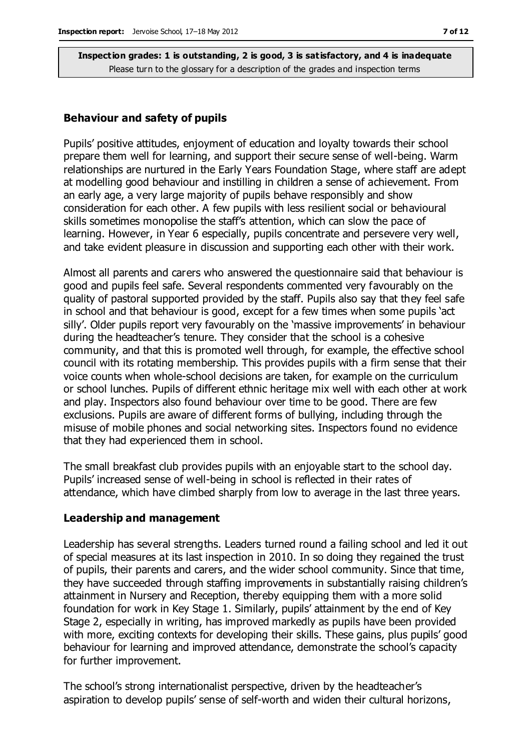**Inspection grades: 1 is outstanding, 2 is good, 3 is satisfactory, and 4 is inadequate**
Please turn to the glossary for a description of the grades and inspection terms

### Behaviour and safety of pupils

Pupils' positive attitudes, enjoyment of education and loyalty towards their school prepare them well for learning, and support their secure sense of well-being. Warm relationships are nurtured in the Early Years Foundation Stage, where staff are adept at modelling good behaviour and instilling in children a sense of achievement. From an early age, a very large majority of pupils behave responsibly and show consideration for each other. A few pupils with less resilient social or behavioural skills sometimes monopolise the staff's attention, which can slow the pace of learning. However, in Year 6 especially, pupils concentrate and persevere very well, and take evident pleasure in discussion and supporting each other with their work.

Almost all parents and carers who answered the questionnaire said that behaviour is good and pupils feel safe. Several respondents commented very favourably on the quality of pastoral supported provided by the staff. Pupils also say that they feel safe in school and that behaviour is good, except for a few times when some pupils 'act silly'. Older pupils report very favourably on the 'massive improvements' in behaviour during the headteacher's tenure. They consider that the school is a cohesive community, and that this is promoted well through, for example, the effective school council with its rotating membership. This provides pupils with a firm sense that their voice counts when whole-school decisions are taken, for example on the curriculum or school lunches. Pupils of different ethnic heritage mix well with each other at work and play. Inspectors also found behaviour over time to be good. There are few exclusions. Pupils are aware of different forms of bullying, including through the misuse of mobile phones and social networking sites. Inspectors found no evidence that they had experienced them in school.

The small breakfast club provides pupils with an enjoyable start to the school day. Pupils' increased sense of well-being in school is reflected in their rates of attendance, which have climbed sharply from low to average in the last three years.

### Leadership and management

Leadership has several strengths. Leaders turned round a failing school and led it out of special measures at its last inspection in 2010. In so doing they regained the trust of pupils, their parents and carers, and the wider school community. Since that time, they have succeeded through staffing improvements in substantially raising children's attainment in Nursery and Reception, thereby equipping them with a more solid foundation for work in Key Stage 1. Similarly, pupils' attainment by the end of Key Stage 2, especially in writing, has improved markedly as pupils have been provided with more, exciting contexts for developing their skills. These gains, plus pupils' good behaviour for learning and improved attendance, demonstrate the school's capacity for further improvement.

The school's strong internationalist perspective, driven by the headteacher's aspiration to develop pupils' sense of self-worth and widen their cultural horizons,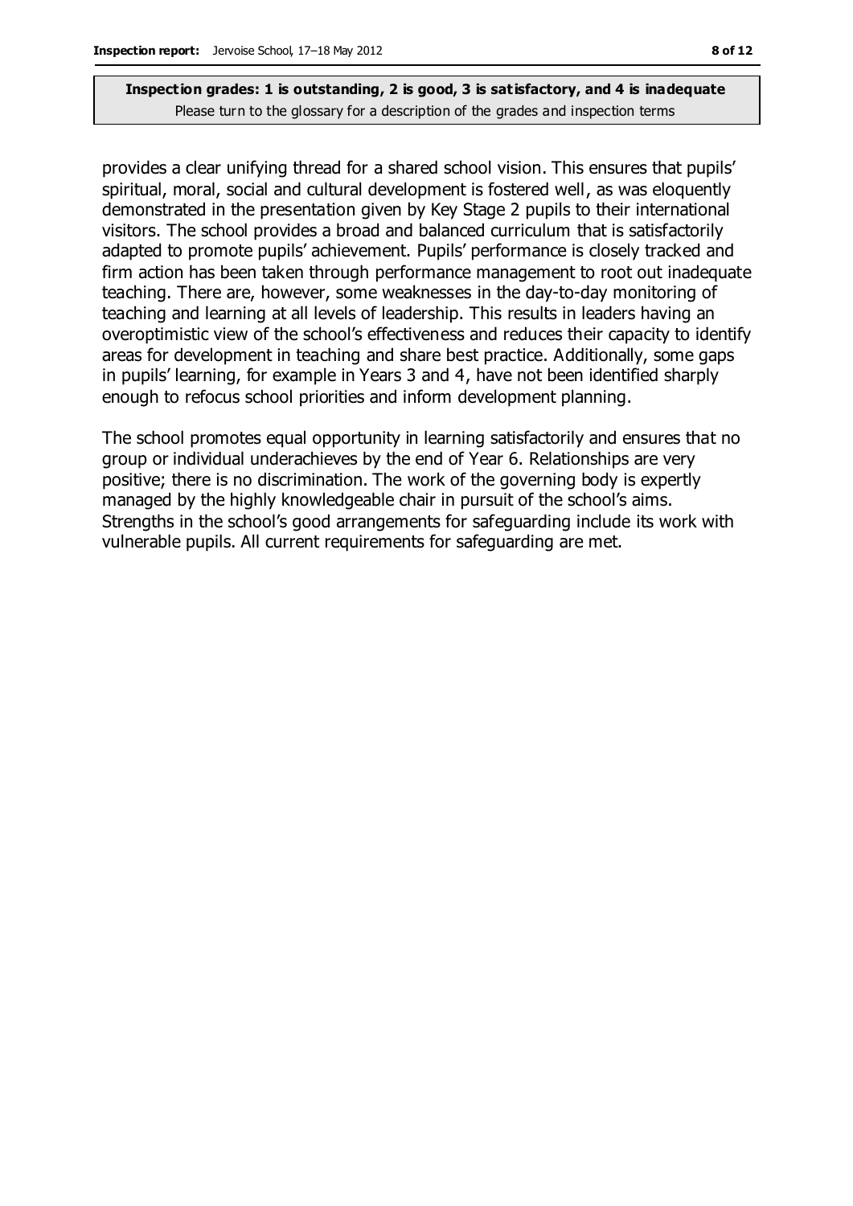provides a clear unifying thread for a shared school vision. This ensures that pupils' spiritual, moral, social and cultural development is fostered well, as was eloquently demonstrated in the presentation given by Key Stage 2 pupils to their international visitors. The school provides a broad and balanced curriculum that is satisfactorily adapted to promote pupils' achievement. Pupils' performance is closely tracked and firm action has been taken through performance management to root out inadequate teaching. There are, however, some weaknesses in the day-to-day monitoring of teaching and learning at all levels of leadership. This results in leaders having an overoptimistic view of the school's effectiveness and reduces their capacity to identify areas for development in teaching and share best practice. Additionally, some gaps in pupils' learning, for example in Years 3 and 4, have not been identified sharply enough to refocus school priorities and inform development planning.

The school promotes equal opportunity in learning satisfactorily and ensures that no group or individual underachieves by the end of Year 6. Relationships are very positive; there is no discrimination. The work of the governing body is expertly managed by the highly knowledgeable chair in pursuit of the school's aims. Strengths in the school's good arrangements for safeguarding include its work with vulnerable pupils. All current requirements for safeguarding are met.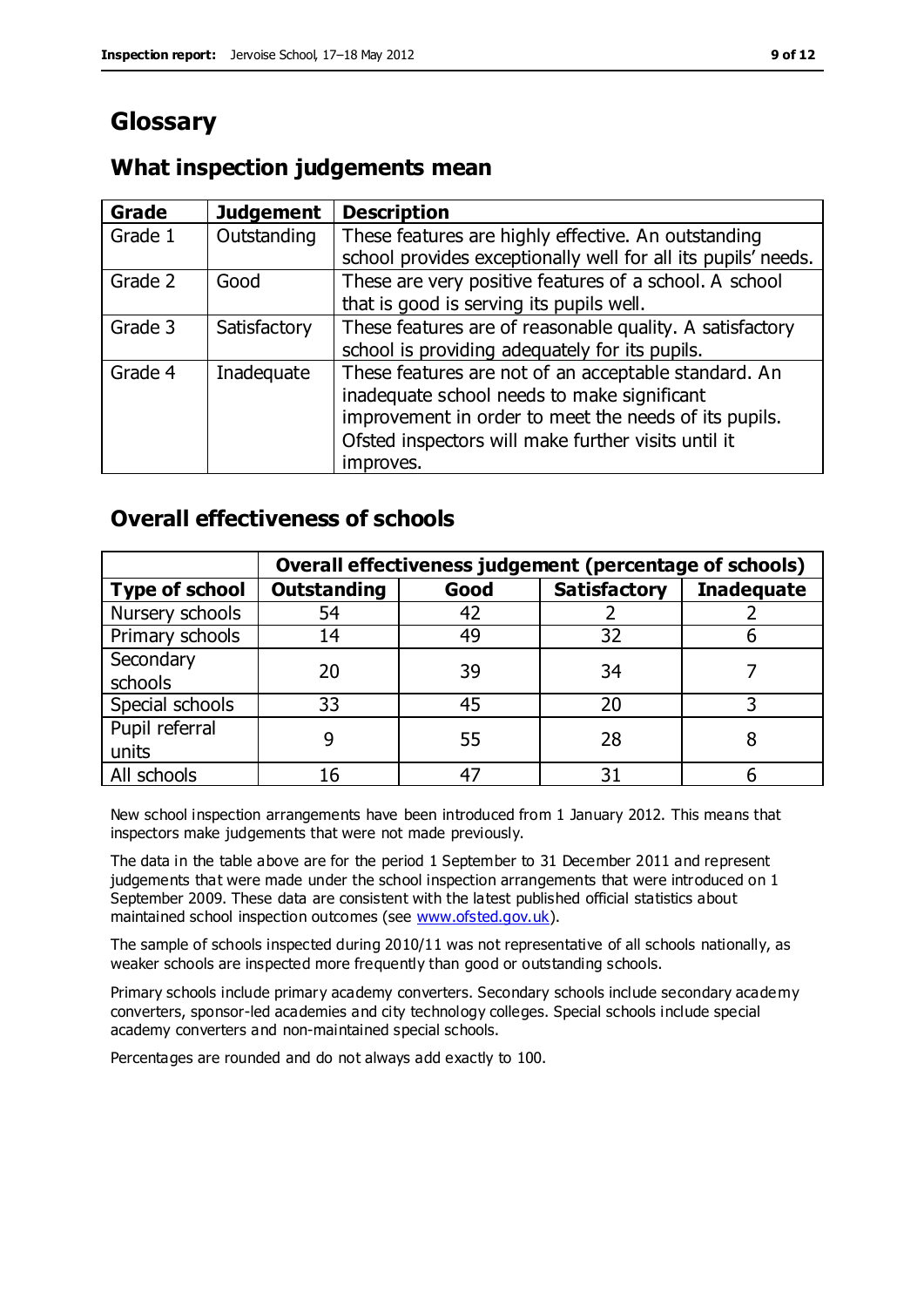# Glossary

## What inspection judgements mean

| Grade | Judgement | Description |
|---|---|---|
| Grade 1 | Outstanding | These features are highly effective. An outstanding school provides exceptionally well for all its pupils' needs. |
| Grade 2 | Good | These are very positive features of a school. A school that is good is serving its pupils well. |
| Grade 3 | Satisfactory | These features are of reasonable quality. A satisfactory school is providing adequately for its pupils. |
| Grade 4 | Inadequate | These features are not of an acceptable standard. An inadequate school needs to make significant improvement in order to meet the needs of its pupils. Ofsted inspectors will make further visits until it improves. |

## Overall effectiveness of schools

| | Overall effectiveness judgement (percentage of schools) | | | |
|---|---|---|---|---|
| **Type of school** | **Outstanding** | **Good** | **Satisfactory** | **Inadequate** |
| Nursery schools | 54 | 42 | 2 | 2 |
| Primary schools | 14 | 49 | 32 | 6 |
| Secondary schools | 20 | 39 | 34 | 7 |
| Special schools | 33 | 45 | 20 | 3 |
| Pupil referral units | 9 | 55 | 28 | 8 |
| All schools | 16 | 47 | 31 | 6 |

New school inspection arrangements have been introduced from 1 January 2012. This means that inspectors make judgements that were not made previously.

The data in the table above are for the period 1 September to 31 December 2011 and represent judgements that were made under the school inspection arrangements that were introduced on 1 September 2009. These data are consistent with the latest published official statistics about maintained school inspection outcomes (see www.ofsted.gov.uk).

The sample of schools inspected during 2010/11 was not representative of all schools nationally, as weaker schools are inspected more frequently than good or outstanding schools.

Primary schools include primary academy converters. Secondary schools include secondary academy converters, sponsor-led academies and city technology colleges. Special schools include special academy converters and non-maintained special schools.

Percentages are rounded and do not always add exactly to 100.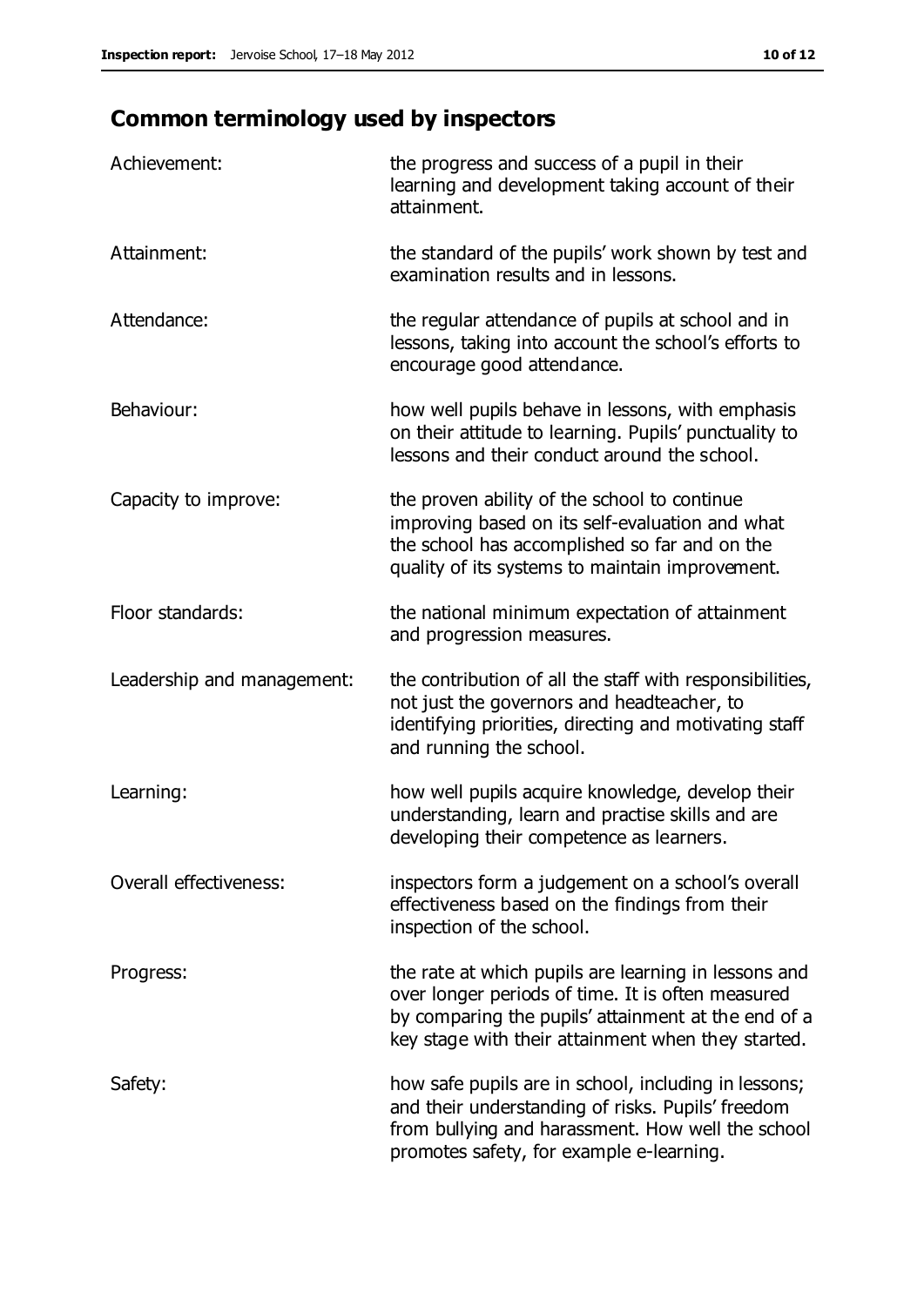## Common terminology used by inspectors

| | |
|---|---|
| Achievement: | the progress and success of a pupil in their learning and development taking account of their attainment. |
| Attainment: | the standard of the pupils' work shown by test and examination results and in lessons. |
| Attendance: | the regular attendance of pupils at school and in lessons, taking into account the school's efforts to encourage good attendance. |
| Behaviour: | how well pupils behave in lessons, with emphasis on their attitude to learning. Pupils' punctuality to lessons and their conduct around the school. |
| Capacity to improve: | the proven ability of the school to continue improving based on its self-evaluation and what the school has accomplished so far and on the quality of its systems to maintain improvement. |
| Floor standards: | the national minimum expectation of attainment and progression measures. |
| Leadership and management: | the contribution of all the staff with responsibilities, not just the governors and headteacher, to identifying priorities, directing and motivating staff and running the school. |
| Learning: | how well pupils acquire knowledge, develop their understanding, learn and practise skills and are developing their competence as learners. |
| Overall effectiveness: | inspectors form a judgement on a school's overall effectiveness based on the findings from their inspection of the school. |
| Progress: | the rate at which pupils are learning in lessons and over longer periods of time. It is often measured by comparing the pupils' attainment at the end of a key stage with their attainment when they started. |
| Safety: | how safe pupils are in school, including in lessons; and their understanding of risks. Pupils' freedom from bullying and harassment. How well the school promotes safety, for example e-learning. |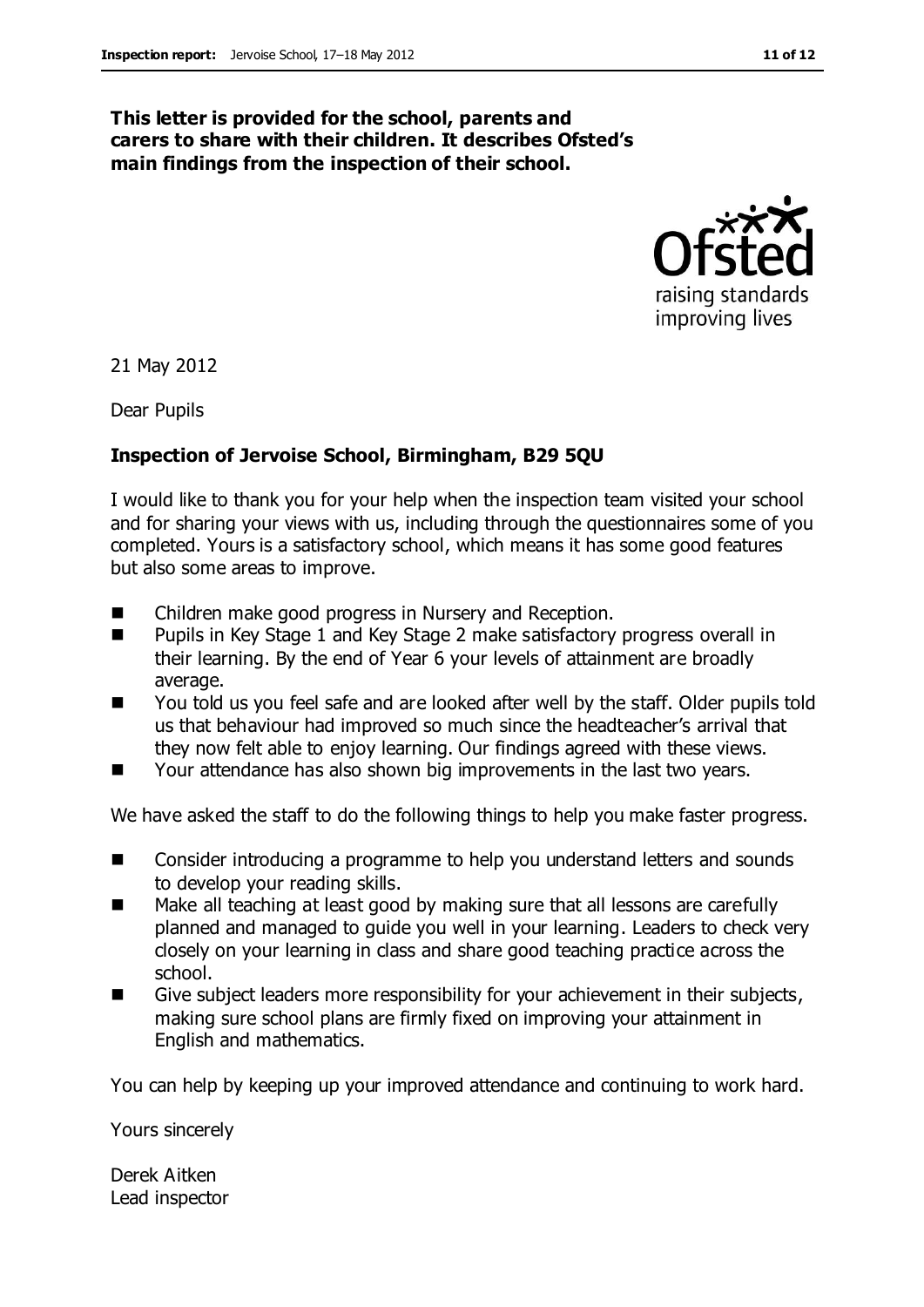**This letter is provided for the school, parents and carers to share with their children. It describes Ofsted's main findings from the inspection of their school.**

21 May 2012

Dear Pupils

**Inspection of Jervoise School, Birmingham, B29 5QU**

I would like to thank you for your help when the inspection team visited your school and for sharing your views with us, including through the questionnaires some of you completed. Yours is a satisfactory school, which means it has some good features but also some areas to improve.

- Children make good progress in Nursery and Reception.
- Pupils in Key Stage 1 and Key Stage 2 make satisfactory progress overall in their learning. By the end of Year 6 your levels of attainment are broadly average.
- You told us you feel safe and are looked after well by the staff. Older pupils told us that behaviour had improved so much since the headteacher's arrival that they now felt able to enjoy learning. Our findings agreed with these views.
- Your attendance has also shown big improvements in the last two years.

We have asked the staff to do the following things to help you make faster progress.

- Consider introducing a programme to help you understand letters and sounds to develop your reading skills.
- Make all teaching at least good by making sure that all lessons are carefully planned and managed to guide you well in your learning. Leaders to check very closely on your learning in class and share good teaching practice across the school.
- Give subject leaders more responsibility for your achievement in their subjects, making sure school plans are firmly fixed on improving your attainment in English and mathematics.

You can help by keeping up your improved attendance and continuing to work hard.

Yours sincerely

Derek Aitken
Lead inspector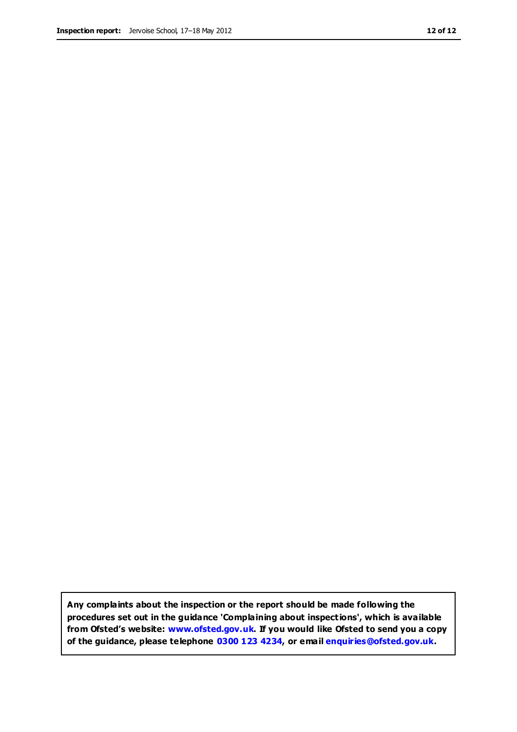**Any complaints about the inspection or the report should be made following the procedures set out in the guidance 'Complaining about inspections', which is available from Ofsted's website: www.ofsted.gov.uk. If you would like Ofsted to send you a copy of the guidance, please telephone 0300 123 4234, or email enquiries@ofsted.gov.uk.**